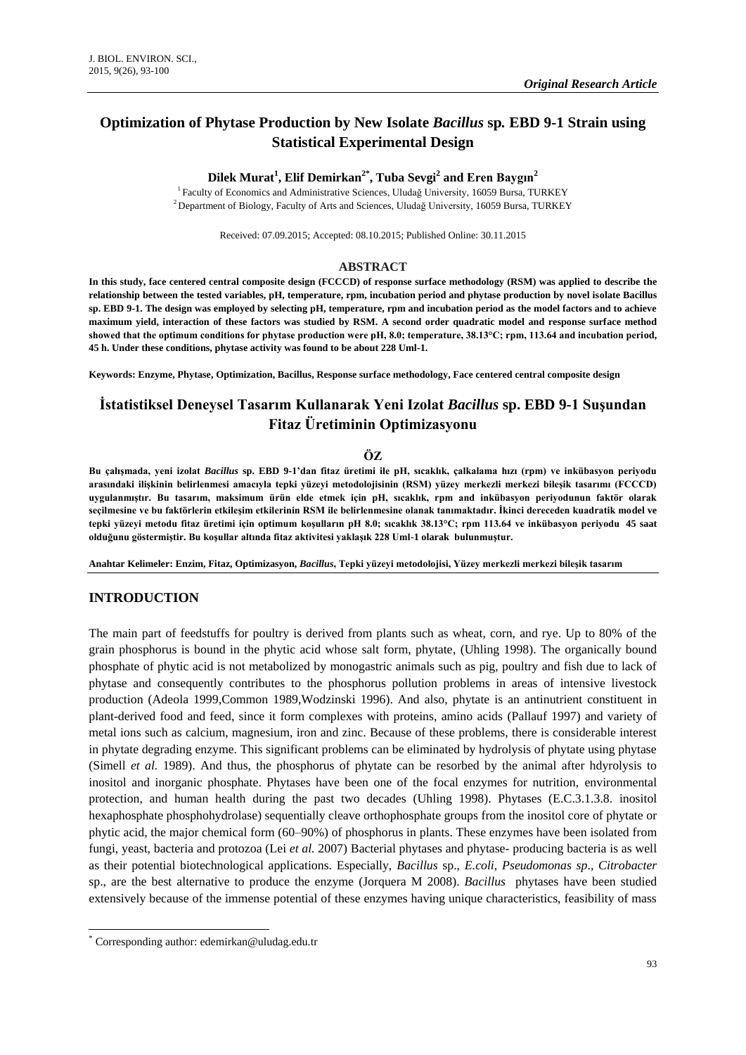*Original Research Article*

# Optimization of Phytase Production by New Isolate *Bacillus* sp. EBD 9-1 Strain using Statistical Experimental Design

**Dilek Murat[1], Elif Demirkan[2*], Tuba Sevgi[2] and Eren Baygın[2]**

[1] Faculty of Economics and Administrative Sciences, Uludağ University, 16059 Bursa, TURKEY
[2] Department of Biology, Faculty of Arts and Sciences, Uludağ University, 16059 Bursa, TURKEY

Received: 07.09.2015; Accepted: 08.10.2015; Published Online: 30.11.2015

## ABSTRACT

**In this study, face centered central composite design (FCCCD) of response surface methodology (RSM) was applied to describe the relationship between the tested variables, pH, temperature, rpm, incubation period and phytase production by novel isolate Bacillus sp. EBD 9-1. The design was employed by selecting pH, temperature, rpm and incubation period as the model factors and to achieve maximum yield, interaction of these factors was studied by RSM. A second order quadratic model and response surface method showed that the optimum conditions for phytase production were pH, 8.0; temperature, 38.13°C; rpm, 113.64 and incubation period, 45 h. Under these conditions, phytase activity was found to be about 228 Uml-1.**

**Keywords: Enzyme, Phytase, Optimization, Bacillus, Response surface methodology, Face centered central composite design**

# İstatistiksel Deneysel Tasarım Kullanarak Yeni Izolat *Bacillus* sp. EBD 9-1 Suşundan Fitaz Üretiminin Optimizasyonu

## ÖZ

**Bu çalışmada, yeni izolat *Bacillus* sp. EBD 9-1'dan fitaz üretimi ile pH, sıcaklık, çalkalama hızı (rpm) ve inkübasyon periyodu arasındaki ilişkinin belirlenmesi amacıyla tepki yüzeyi metodolojisinin (RSM) yüzey merkezli merkezi bileşik tasarımı (FCCCD) uygulanmıştır. Bu tasarım, maksimum ürün elde etmek için pH, sıcaklık, rpm and inkübasyon periyodunun faktör olarak seçilmesine ve bu faktörlerin etkileşim etkilerinin RSM ile belirlenmesine olanak tanımaktadır. İkinci dereceden kuadratik model ve tepki yüzeyi metodu fitaz üretimi için optimum koşulların pH 8.0; sıcaklık 38.13°C; rpm 113.64 ve inkübasyon periyodu 45 saat olduğunu göstermiştir. Bu koşullar altında fitaz aktivitesi yaklaşık 228 Uml-1 olarak bulunmuştur.**

**Anahtar Kelimeler: Enzim, Fitaz, Optimizasyon, *Bacillus*, Tepki yüzeyi metodolojisi, Yüzey merkezli merkezi bileşik tasarım**

## INTRODUCTION

The main part of feedstuffs for poultry is derived from plants such as wheat, corn, and rye. Up to 80% of the grain phosphorus is bound in the phytic acid whose salt form, phytate, (Uhling 1998). The organically bound phosphate of phytic acid is not metabolized by monogastric animals such as pig, poultry and fish due to lack of phytase and consequently contributes to the phosphorus pollution problems in areas of intensive livestock production (Adeola 1999,Common 1989,Wodzinski 1996). And also, phytate is an antinutrient constituent in plant-derived food and feed, since it form complexes with proteins, amino acids (Pallauf 1997) and variety of metal ions such as calcium, magnesium, iron and zinc. Because of these problems, there is considerable interest in phytate degrading enzyme. This significant problems can be eliminated by hydrolysis of phytate using phytase (Simell *et al.* 1989). And thus, the phosphorus of phytate can be resorbed by the animal after hdyrolysis to inositol and inorganic phosphate. Phytases have been one of the focal enzymes for nutrition, environmental protection, and human health during the past two decades (Uhling 1998). Phytases (E.C.3.1.3.8. inositol hexaphosphate phosphohydrolase) sequentially cleave orthophosphate groups from the inositol core of phytate or phytic acid, the major chemical form (60–90%) of phosphorus in plants. These enzymes have been isolated from fungi, yeast, bacteria and protozoa (Lei *et al.* 2007) Bacterial phytases and phytase- producing bacteria is as well as their potential biotechnological applications. Especially, *Bacillus* sp., *E.coli*, *Pseudomonas sp*., *Citrobacter* sp., are the best alternative to produce the enzyme (Jorquera M 2008). *Bacillus* phytases have been studied extensively because of the immense potential of these enzymes having unique characteristics, feasibility of mass

---

[*] Corresponding author: edemirkan@uludag.edu.tr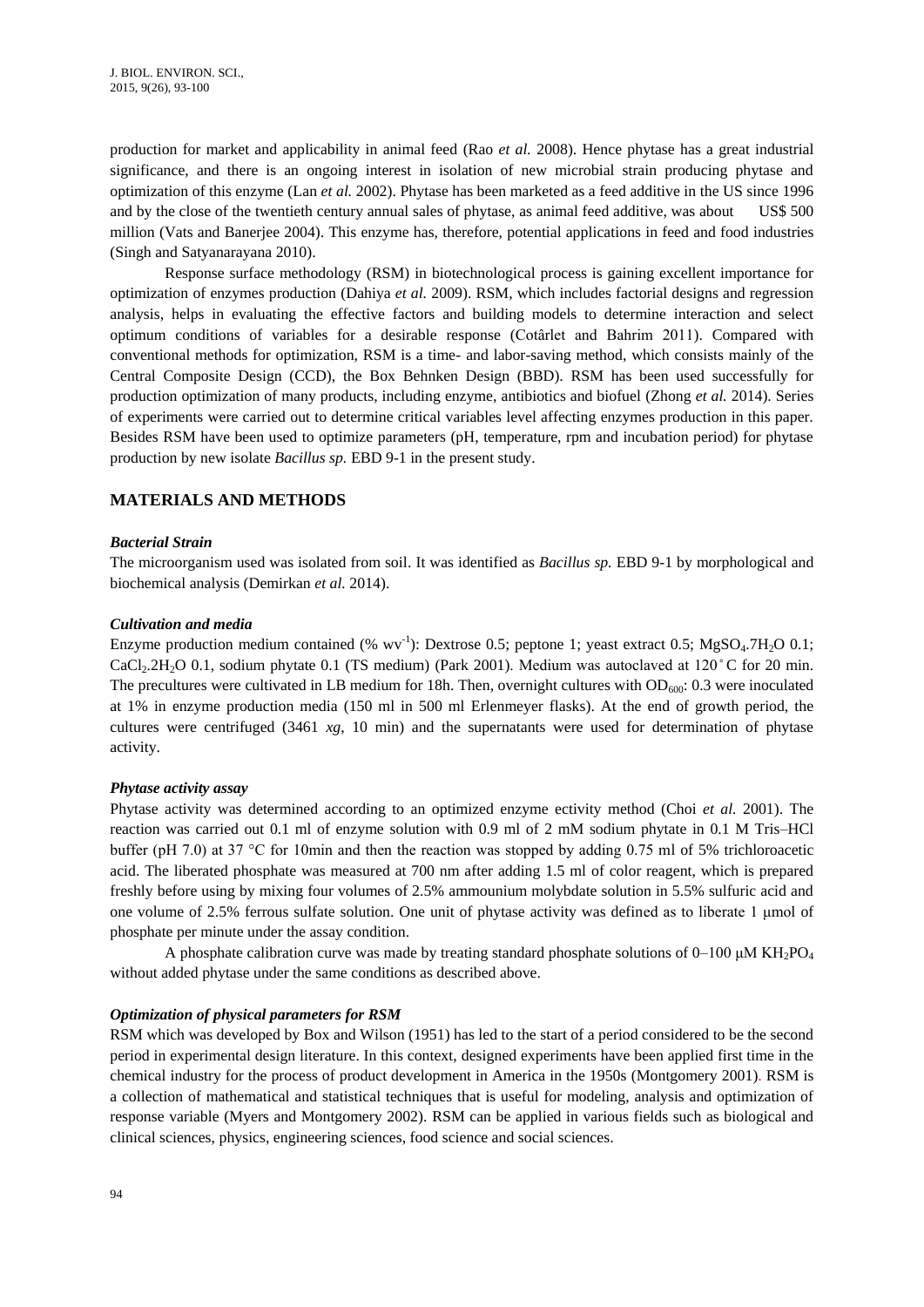production for market and applicability in animal feed (Rao *et al.* 2008). Hence phytase has a great industrial significance, and there is an ongoing interest in isolation of new microbial strain producing phytase and optimization of this enzyme (Lan *et al.* 2002). Phytase has been marketed as a feed additive in the US since 1996 and by the close of the twentieth century annual sales of phytase, as animal feed additive, was about US$ 500 million (Vats and Banerjee 2004). This enzyme has, therefore, potential applications in feed and food industries (Singh and Satyanarayana 2010).

Response surface methodology (RSM) in biotechnological process is gaining excellent importance for optimization of enzymes production (Dahiya *et al.* 2009). RSM, which includes factorial designs and regression analysis, helps in evaluating the effective factors and building models to determine interaction and select optimum conditions of variables for a desirable response (Cotârlet and Bahrim 2011). Compared with conventional methods for optimization, RSM is a time- and labor-saving method, which consists mainly of the Central Composite Design (CCD), the Box Behnken Design (BBD). RSM has been used successfully for production optimization of many products, including enzyme, antibiotics and biofuel (Zhong *et al.* 2014). Series of experiments were carried out to determine critical variables level affecting enzymes production in this paper. Besides RSM have been used to optimize parameters (pH, temperature, rpm and incubation period) for phytase production by new isolate *Bacillus sp.* EBD 9-1 in the present study.

## MATERIALS AND METHODS

### *Bacterial Strain*

The microorganism used was isolated from soil. It was identified as *Bacillus sp.* EBD 9-1 by morphological and biochemical analysis (Demirkan *et al.* 2014).

### *Cultivation and media*

Enzyme production medium contained (% $wv^{-1}$): Dextrose 0.5; peptone 1; yeast extract 0.5; $MgSO_4.7H_2O$ 0.1; $CaCl_2.2H_2O$ 0.1, sodium phytate 0.1 (TS medium) (Park 2001). Medium was autoclaved at 120 °C for 20 min. The precultures were cultivated in LB medium for 18h. Then, overnight cultures with $OD_{600}$: 0.3 were inoculated at 1% in enzyme production media (150 ml in 500 ml Erlenmeyer flasks). At the end of growth period, the cultures were centrifuged (3461 *xg*, 10 min) and the supernatants were used for determination of phytase activity.

### *Phytase activity assay*

Phytase activity was determined according to an optimized enzyme ectivity method (Choi *et al.* 2001). The reaction was carried out 0.1 ml of enzyme solution with 0.9 ml of 2 mM sodium phytate in 0.1 M Tris–HCl buffer (pH 7.0) at 37 °C for 10min and then the reaction was stopped by adding 0.75 ml of 5% trichloroacetic acid. The liberated phosphate was measured at 700 nm after adding 1.5 ml of color reagent, which is prepared freshly before using by mixing four volumes of 2.5% ammounium molybdate solution in 5.5% sulfuric acid and one volume of 2.5% ferrous sulfate solution. One unit of phytase activity was defined as to liberate 1 μmol of phosphate per minute under the assay condition.

A phosphate calibration curve was made by treating standard phosphate solutions of 0–100 μM $KH_2PO_4$ without added phytase under the same conditions as described above.

### *Optimization of physical parameters for RSM*

RSM which was developed by Box and Wilson (1951) has led to the start of a period considered to be the second period in experimental design literature. In this context, designed experiments have been applied first time in the chemical industry for the process of product development in America in the 1950s (Montgomery 2001). RSM is a collection of mathematical and statistical techniques that is useful for modeling, analysis and optimization of response variable (Myers and Montgomery 2002). RSM can be applied in various fields such as biological and clinical sciences, physics, engineering sciences, food science and social sciences.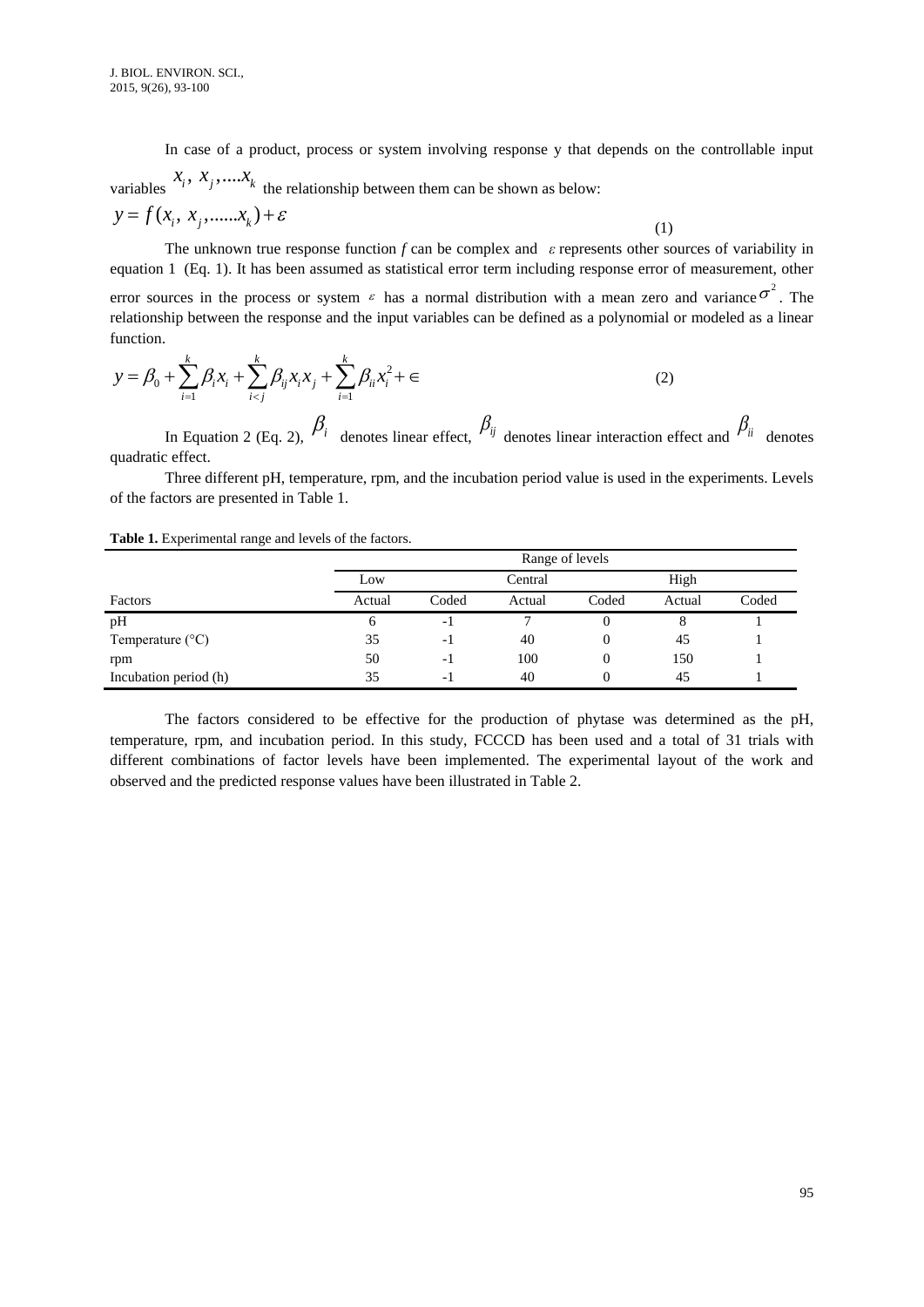In case of a product, process or system involving response y that depends on the controllable input variables $x_i,\ x_j,....x_k$ the relationship between them can be shown as below:

$$y = f(x_i,\ x_j,......x_k) + \varepsilon \tag{1}$$

The unknown true response function *f* can be complex and $\varepsilon$ represents other sources of variability in equation 1 (Eq. 1). It has been assumed as statistical error term including response error of measurement, other error sources in the process or system $\varepsilon$ has a normal distribution with a mean zero and variance $\sigma^2$. The relationship between the response and the input variables can be defined as a polynomial or modeled as a linear function.

$$y = \beta_0 + \sum_{i=1}^{k} \beta_i x_i + \sum_{i<j}^{k} \beta_{ij} x_i x_j + \sum_{i=1}^{k} \beta_{ii} x_i^2 + \in \tag{2}$$

In Equation 2 (Eq. 2), $\beta_i$ denotes linear effect, $\beta_{ij}$ denotes linear interaction effect and $\beta_{ii}$ denotes quadratic effect.

Three different pH, temperature, rpm, and the incubation period value is used in the experiments. Levels of the factors are presented in Table 1.

**Table 1.** Experimental range and levels of the factors.

| | Range of levels | | | | | |
|---|---|---|---|---|---|---|
| | Low | | Central | | High | |
| Factors | Actual | Coded | Actual | Coded | Actual | Coded |
| pH | 6 | -1 | 7 | 0 | 8 | 1 |
| Temperature (°C) | 35 | -1 | 40 | 0 | 45 | 1 |
| rpm | 50 | -1 | 100 | 0 | 150 | 1 |
| Incubation period (h) | 35 | -1 | 40 | 0 | 45 | 1 |

The factors considered to be effective for the production of phytase was determined as the pH, temperature, rpm, and incubation period. In this study, FCCCD has been used and a total of 31 trials with different combinations of factor levels have been implemented. The experimental layout of the work and observed and the predicted response values have been illustrated in Table 2.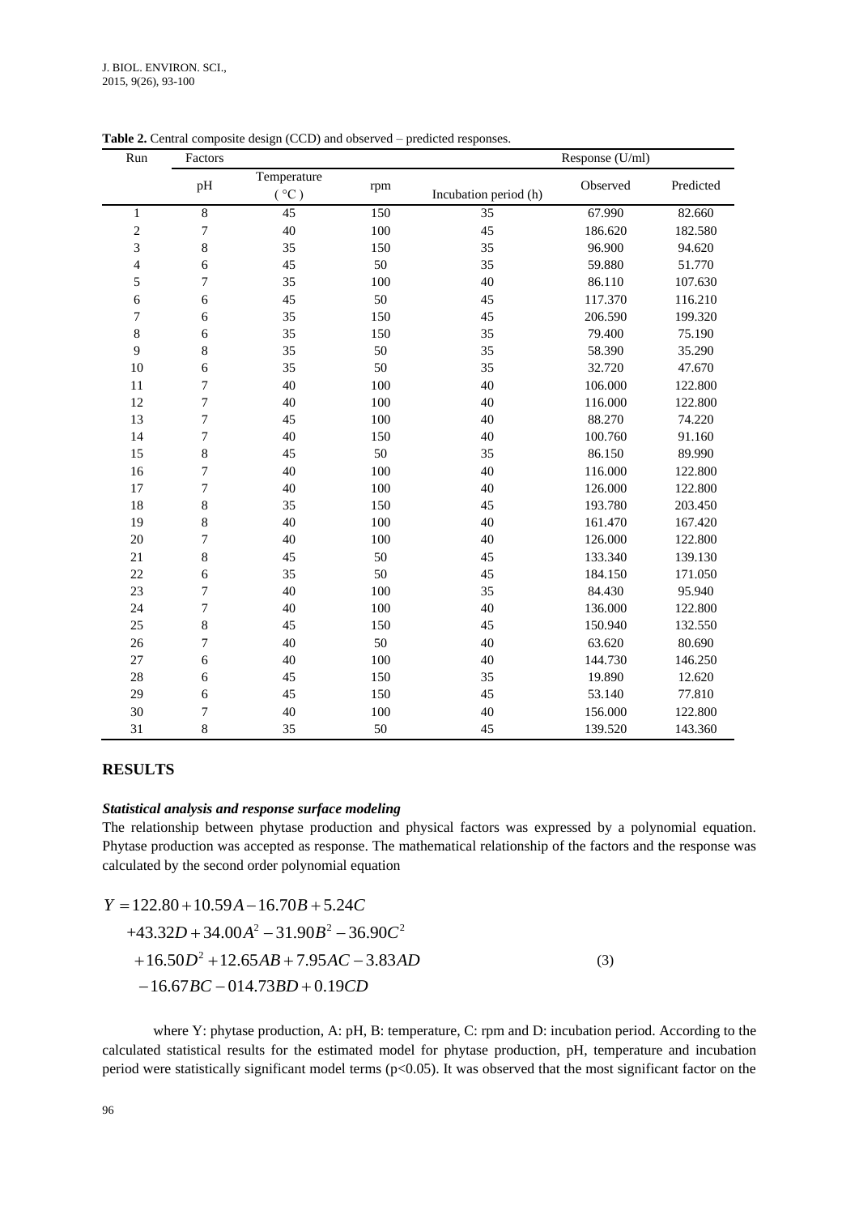**Table 2.** Central composite design (CCD) and observed – predicted responses.

| Run | Factors | | | | Response (U/ml) | |
|---|---|---|---|---|---|---|
| | pH | Temperature (°C) | rpm | Incubation period (h) | Observed | Predicted |
| 1 | 8 | 45 | 150 | 35 | 67.990 | 82.660 |
| 2 | 7 | 40 | 100 | 45 | 186.620 | 182.580 |
| 3 | 8 | 35 | 150 | 35 | 96.900 | 94.620 |
| 4 | 6 | 45 | 50 | 35 | 59.880 | 51.770 |
| 5 | 7 | 35 | 100 | 40 | 86.110 | 107.630 |
| 6 | 6 | 45 | 50 | 45 | 117.370 | 116.210 |
| 7 | 6 | 35 | 150 | 45 | 206.590 | 199.320 |
| 8 | 6 | 35 | 150 | 35 | 79.400 | 75.190 |
| 9 | 8 | 35 | 50 | 35 | 58.390 | 35.290 |
| 10 | 6 | 35 | 50 | 35 | 32.720 | 47.670 |
| 11 | 7 | 40 | 100 | 40 | 106.000 | 122.800 |
| 12 | 7 | 40 | 100 | 40 | 116.000 | 122.800 |
| 13 | 7 | 45 | 100 | 40 | 88.270 | 74.220 |
| 14 | 7 | 40 | 150 | 40 | 100.760 | 91.160 |
| 15 | 8 | 45 | 50 | 35 | 86.150 | 89.990 |
| 16 | 7 | 40 | 100 | 40 | 116.000 | 122.800 |
| 17 | 7 | 40 | 100 | 40 | 126.000 | 122.800 |
| 18 | 8 | 35 | 150 | 45 | 193.780 | 203.450 |
| 19 | 8 | 40 | 100 | 40 | 161.470 | 167.420 |
| 20 | 7 | 40 | 100 | 40 | 126.000 | 122.800 |
| 21 | 8 | 45 | 50 | 45 | 133.340 | 139.130 |
| 22 | 6 | 35 | 50 | 45 | 184.150 | 171.050 |
| 23 | 7 | 40 | 100 | 35 | 84.430 | 95.940 |
| 24 | 7 | 40 | 100 | 40 | 136.000 | 122.800 |
| 25 | 8 | 45 | 150 | 45 | 150.940 | 132.550 |
| 26 | 7 | 40 | 50 | 40 | 63.620 | 80.690 |
| 27 | 6 | 40 | 100 | 40 | 144.730 | 146.250 |
| 28 | 6 | 45 | 150 | 35 | 19.890 | 12.620 |
| 29 | 6 | 45 | 150 | 45 | 53.140 | 77.810 |
| 30 | 7 | 40 | 100 | 40 | 156.000 | 122.800 |
| 31 | 8 | 35 | 50 | 45 | 139.520 | 143.360 |

## RESULTS

### *Statistical analysis and response surface modeling*

The relationship between phytase production and physical factors was expressed by a polynomial equation. Phytase production was accepted as response. The mathematical relationship of the factors and the response was calculated by the second order polynomial equation

$$
\begin{aligned}
Y = {} & 122.80 + 10.59A - 16.70B + 5.24C \\
& + 43.32D + 34.00A^2 - 31.90B^2 - 36.90C^2 \\
& + 16.50D^2 + 12.65AB + 7.95AC - 3.83AD \\
& - 16.67BC - 014.73BD + 0.19CD
\end{aligned}
\tag{3}
$$

where Y: phytase production, A: pH, B: temperature, C: rpm and D: incubation period. According to the calculated statistical results for the estimated model for phytase production, pH, temperature and incubation period were statistically significant model terms ($p<0.05$). It was observed that the most significant factor on the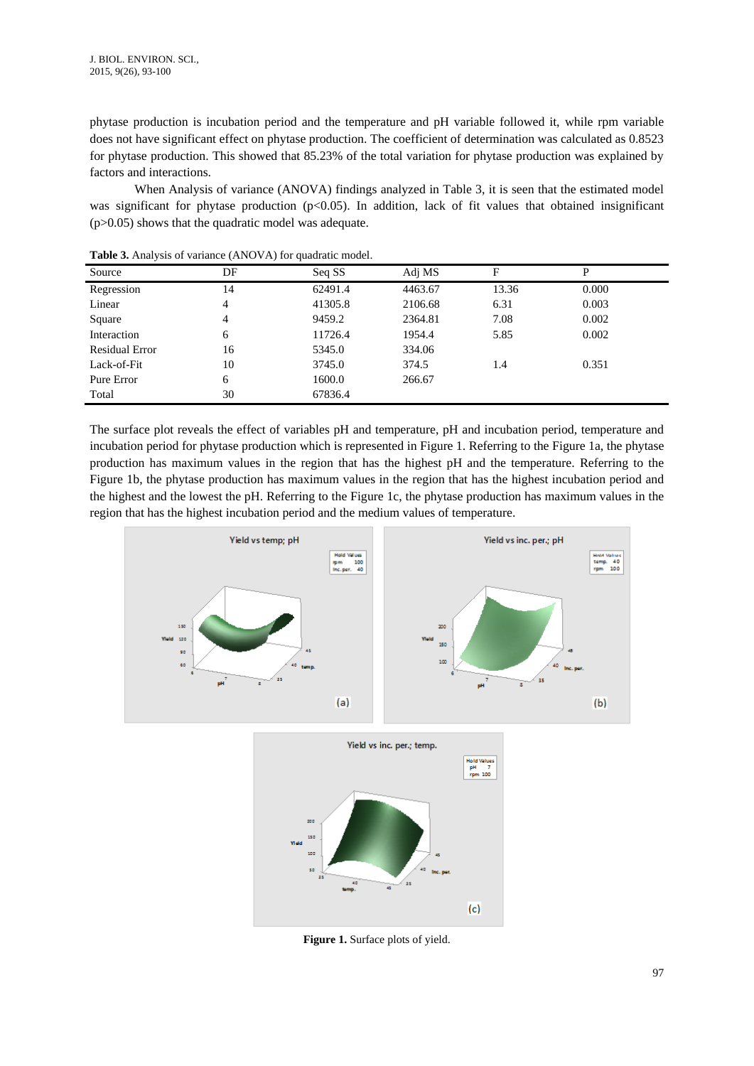phytase production is incubation period and the temperature and pH variable followed it, while rpm variable does not have significant effect on phytase production. The coefficient of determination was calculated as 0.8523 for phytase production. This showed that 85.23% of the total variation for phytase production was explained by factors and interactions.

When Analysis of variance (ANOVA) findings analyzed in Table 3, it is seen that the estimated model was significant for phytase production ($p<0.05$). In addition, lack of fit values that obtained insignificant ($p>0.05$) shows that the quadratic model was adequate.

**Table 3.** Analysis of variance (ANOVA) for quadratic model.

| Source | DF | Seq SS | Adj MS | F | P |
|---|---|---|---|---|---|
| Regression | 14 | 62491.4 | 4463.67 | 13.36 | 0.000 |
| Linear | 4 | 41305.8 | 2106.68 | 6.31 | 0.003 |
| Square | 4 | 9459.2 | 2364.81 | 7.08 | 0.002 |
| Interaction | 6 | 11726.4 | 1954.4 | 5.85 | 0.002 |
| Residual Error | 16 | 5345.0 | 334.06 | | |
| Lack-of-Fit | 10 | 3745.0 | 374.5 | 1.4 | 0.351 |
| Pure Error | 6 | 1600.0 | 266.67 | | |
| Total | 30 | 67836.4 | | | |

The surface plot reveals the effect of variables pH and temperature, pH and incubation period, temperature and incubation period for phytase production which is represented in Figure 1. Referring to the Figure 1a, the phytase production has maximum values in the region that has the highest pH and the temperature. Referring to the Figure 1b, the phytase production has maximum values in the region that has the highest incubation period and the highest and the lowest the pH. Referring to the Figure 1c, the phytase production has maximum values in the region that has the highest incubation period and the medium values of temperature.

**Figure 1.** Surface plots of yield.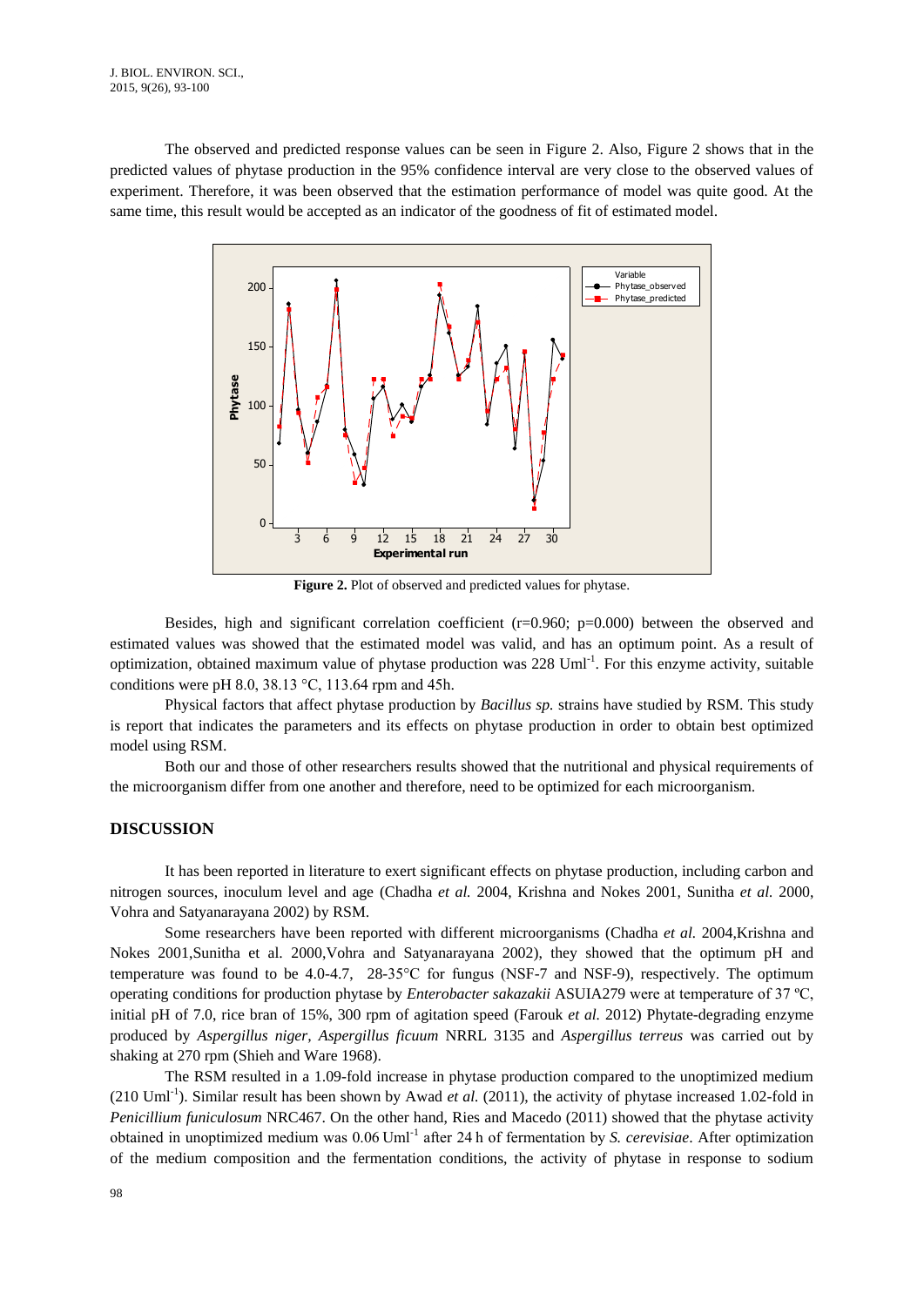The observed and predicted response values can be seen in Figure 2. Also, Figure 2 shows that in the predicted values of phytase production in the 95% confidence interval are very close to the observed values of experiment. Therefore, it was been observed that the estimation performance of model was quite good. At the same time, this result would be accepted as an indicator of the goodness of fit of estimated model.

**Figure 2.** Plot of observed and predicted values for phytase.

Besides, high and significant correlation coefficient ($r=0.960$; $p=0.000$) between the observed and estimated values was showed that the estimated model was valid, and has an optimum point. As a result of optimization, obtained maximum value of phytase production was 228 $Uml^{-1}$. For this enzyme activity, suitable conditions were pH 8.0, 38.13 °C, 113.64 rpm and 45h.

Physical factors that affect phytase production by *Bacillus sp.* strains have studied by RSM. This study is report that indicates the parameters and its effects on phytase production in order to obtain best optimized model using RSM.

Both our and those of other researchers results showed that the nutritional and physical requirements of the microorganism differ from one another and therefore, need to be optimized for each microorganism.

## DISCUSSION

It has been reported in literature to exert significant effects on phytase production, including carbon and nitrogen sources, inoculum level and age (Chadha *et al.* 2004, Krishna and Nokes 2001, Sunitha *et al.* 2000, Vohra and Satyanarayana 2002) by RSM.

Some researchers have been reported with different microorganisms (Chadha *et al.* 2004,Krishna and Nokes 2001,Sunitha et al. 2000,Vohra and Satyanarayana 2002), they showed that the optimum pH and temperature was found to be 4.0-4.7, 28-35°C for fungus (NSF-7 and NSF-9), respectively. The optimum operating conditions for production phytase by *Enterobacter sakazakii* ASUIA279 were at temperature of 37 ºC, initial pH of 7.0, rice bran of 15%, 300 rpm of agitation speed (Farouk *et al.* 2012) Phytate-degrading enzyme produced by *Aspergillus niger, Aspergillus ficuum* NRRL 3135 and *Aspergillus terreus* was carried out by shaking at 270 rpm (Shieh and Ware 1968).

The RSM resulted in a 1.09-fold increase in phytase production compared to the unoptimized medium (210 $Uml^{-1}$). Similar result has been shown by Awad *et al.* (2011), the activity of phytase increased 1.02-fold in *Penicillium funiculosum* NRC467. On the other hand, Ries and Macedo (2011) showed that the phytase activity obtained in unoptimized medium was 0.06 $Uml^{-1}$ after 24 h of fermentation by *S. cerevisiae*. After optimization of the medium composition and the fermentation conditions, the activity of phytase in response to sodium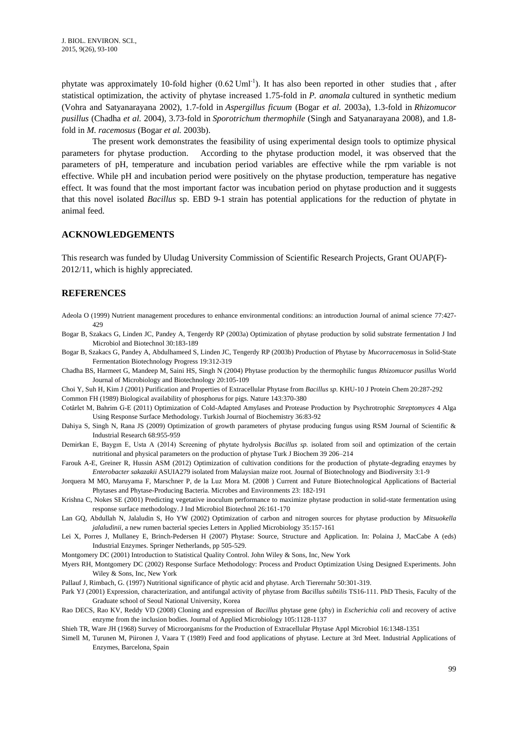phytate was approximately 10-fold higher (0.62 Uml$^{-1}$). It has also been reported in other studies that , after statistical optimization, the activity of phytase increased 1.75-fold in *P. anomala* cultured in synthetic medium (Vohra and Satyanarayana 2002), 1.7-fold in *Aspergillus ficuum* (Bogar *et al.* 2003a), 1.3-fold in *Rhizomucor pusillus* (Chadha *et al.* 2004), 3.73-fold in *Sporotrichum thermophile* (Singh and Satyanarayana 2008), and 1.8-fold in *M. racemosus* (Bogar *et al.* 2003b).

The present work demonstrates the feasibility of using experimental design tools to optimize physical parameters for phytase production. According to the phytase production model, it was observed that the parameters of pH, temperature and incubation period variables are effective while the rpm variable is not effective. While pH and incubation period were positively on the phytase production, temperature has negative effect. It was found that the most important factor was incubation period on phytase production and it suggests that this novel isolated *Bacillus* sp. EBD 9-1 strain has potential applications for the reduction of phytate in animal feed.

## ACKNOWLEDGEMENTS

This research was funded by Uludag University Commission of Scientific Research Projects, Grant OUAP(F)-2012/11, which is highly appreciated.

## REFERENCES

Adeola O (1999) Nutrient management procedures to enhance environmental conditions: an introduction Journal of animal science 77:427-429

Bogar B, Szakacs G, Linden JC, Pandey A, Tengerdy RP (2003a) Optimization of phytase production by solid substrate fermentation J Ind Microbiol and Biotechnol 30:183-189

Bogar B, Szakacs G, Pandey A, Abdulhameed S, Linden JC, Tengerdy RP (2003b) Production of Phytase by *Mucorracemosus* in Solid-State Fermentation Biotechnology Progress 19:312-319

Chadha BS, Harmeet G, Mandeep M, Saini HS, Singh N (2004) Phytase production by the thermophilic fungus *Rhizomucor pusillus* World Journal of Microbiology and Biotechnology 20:105-109

Choi Y, Suh H, Kim J (2001) Purification and Properties of Extracellular Phytase from *Bacillus sp.* KHU-10 J Protein Chem 20:287-292

Common FH (1989) Biological availability of phosphorus for pigs. Nature 143:370-380

Cotârlet M, Bahrim G-E (2011) Optimization of Cold-Adapted Amylases and Protease Production by Psychrotrophic *Streptomyces* 4 Alga Using Response Surface Methodology. Turkish Journal of Biochemistry 36:83-92

Dahiya S, Singh N, Rana JS (2009) Optimization of growth parameters of phytase producing fungus using RSM Journal of Scientific & Industrial Research 68:955-959

Demirkan E, Baygın E, Usta A (2014) Screening of phytate hydrolysis *Bacillus sp.* isolated from soil and optimization of the certain nutritional and physical parameters on the production of phytase Turk J Biochem 39 206–214

Farouk A-E, Greiner R, Hussin ASM (2012) Optimization of cultivation conditions for the production of phytate-degrading enzymes by *Enterobacter sakazakii* ASUIA279 isolated from Malaysian maize root. Journal of Biotechnology and Biodiversity 3:1-9

Jorquera M MO, Maruyama F, Marschner P, de la Luz Mora M. (2008 ) Current and Future Biotechnological Applications of Bacterial Phytases and Phytase-Producing Bacteria. Microbes and Environments 23: 182-191

Krishna C, Nokes SE (2001) Predicting vegetative inoculum performance to maximize phytase production in solid-state fermentation using response surface methodology. J Ind Microbiol Biotechnol 26:161-170

Lan GQ, Abdullah N, Jalaludin S, Ho YW (2002) Optimization of carbon and nitrogen sources for phytase production by *Mitsuokella jalaludinii*, a new rumen bacterial species Letters in Applied Microbiology 35:157-161

Lei X, Porres J, Mullaney E, Brinch-Pedersen H (2007) Phytase: Source, Structure and Application. In: Polaina J, MacCabe A (eds) Industrial Enzymes. Springer Netherlands, pp 505-529.

Montgomery DC (2001) Introduction to Statistical Quality Control. John Wiley & Sons, Inc, New York

Myers RH, Montgomery DC (2002) Response Surface Methodology: Process and Product Optimization Using Designed Experiments. John Wiley & Sons, Inc, New York

Pallauf J, Rimbach, G. (1997) Nutritional significance of phytic acid and phytase. Arch Tierernahr 50:301-319.

Park YJ (2001) Expression, characterization, and antifungal activity of phytase from *Bacillus subtilis* TS16-111. PhD Thesis, Faculty of the Graduate school of Seoul National University, Korea

Rao DECS, Rao KV, Reddy VD (2008) Cloning and expression of *Bacillus* phytase gene (phy) in *Escherichia coli* and recovery of active enzyme from the inclusion bodies. Journal of Applied Microbiology 105:1128-1137

Shieh TR, Ware JH (1968) Survey of Microorganisms for the Production of Extracellular Phytase Appl Microbiol 16:1348-1351

Simell M, Turunen M, Piironen J, Vaara T (1989) Feed and food applications of phytase. Lecture at 3rd Meet. Industrial Applications of Enzymes, Barcelona, Spain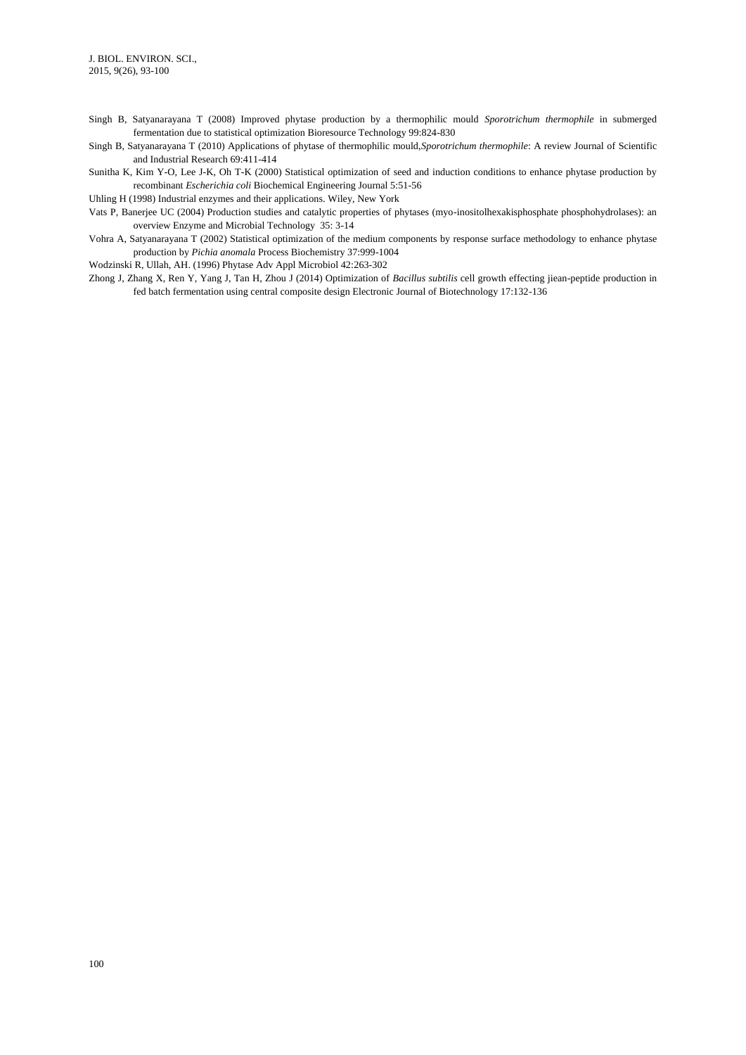Singh B, Satyanarayana T (2008) Improved phytase production by a thermophilic mould *Sporotrichum thermophile* in submerged fermentation due to statistical optimization Bioresource Technology 99:824-830

Singh B, Satyanarayana T (2010) Applications of phytase of thermophilic mould,*Sporotrichum thermophile*: A review Journal of Scientific and Industrial Research 69:411-414

Sunitha K, Kim Y-O, Lee J-K, Oh T-K (2000) Statistical optimization of seed and induction conditions to enhance phytase production by recombinant *Escherichia coli* Biochemical Engineering Journal 5:51-56

Uhling H (1998) Industrial enzymes and their applications. Wiley, New York

Vats P, Banerjee UC (2004) Production studies and catalytic properties of phytases (myo-inositolhexakisphosphate phosphohydrolases): an overview Enzyme and Microbial Technology 35: 3-14

Vohra A, Satyanarayana T (2002) Statistical optimization of the medium components by response surface methodology to enhance phytase production by *Pichia anomala* Process Biochemistry 37:999-1004

Wodzinski R, Ullah, AH. (1996) Phytase Adv Appl Microbiol 42:263-302

Zhong J, Zhang X, Ren Y, Yang J, Tan H, Zhou J (2014) Optimization of *Bacillus subtilis* cell growth effecting jiean-peptide production in fed batch fermentation using central composite design Electronic Journal of Biotechnology 17:132-136